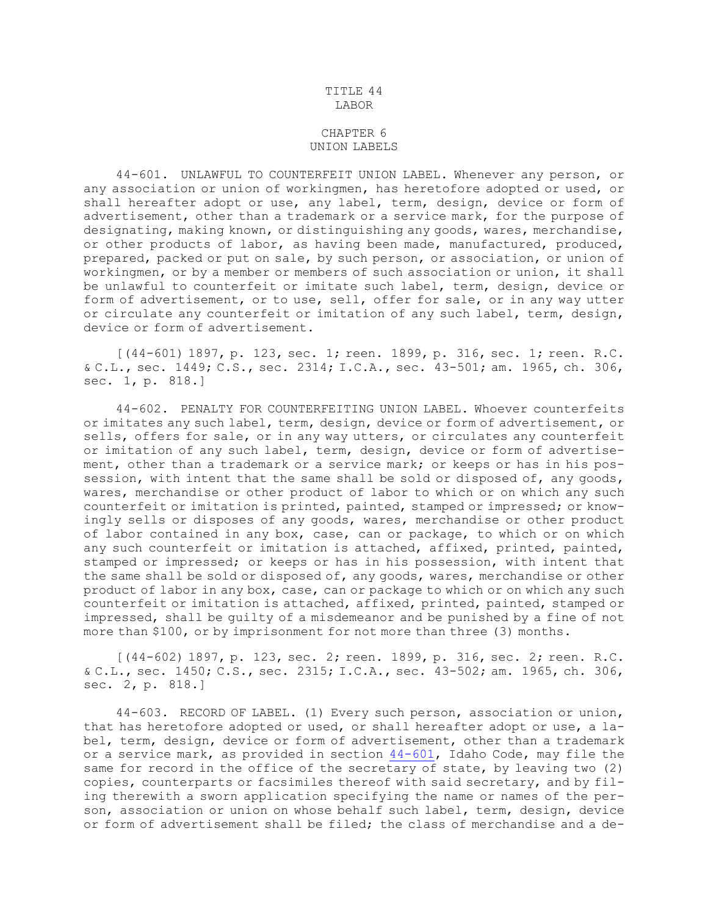# TITLE 44
# LABOR

## CHAPTER 6
## UNION LABELS

44-601. UNLAWFUL TO COUNTERFEIT UNION LABEL. Whenever any person, or any association or union of workingmen, has heretofore adopted or used, or shall hereafter adopt or use, any label, term, design, device or form of advertisement, other than a trademark or a service mark, for the purpose of designating, making known, or distinguishing any goods, wares, merchandise, or other products of labor, as having been made, manufactured, produced, prepared, packed or put on sale, by such person, or association, or union of workingmen, or by a member or members of such association or union, it shall be unlawful to counterfeit or imitate such label, term, design, device or form of advertisement, or to use, sell, offer for sale, or in any way utter or circulate any counterfeit or imitation of any such label, term, design, device or form of advertisement.

[(44-601) 1897, p. 123, sec. 1; reen. 1899, p. 316, sec. 1; reen. R.C. & C.L., sec. 1449; C.S., sec. 2314; I.C.A., sec. 43-501; am. 1965, ch. 306, sec. 1, p. 818.]

44-602. PENALTY FOR COUNTERFEITING UNION LABEL. Whoever counterfeits or imitates any such label, term, design, device or form of advertisement, or sells, offers for sale, or in any way utters, or circulates any counterfeit or imitation of any such label, term, design, device or form of advertisement, other than a trademark or a service mark; or keeps or has in his possession, with intent that the same shall be sold or disposed of, any goods, wares, merchandise or other product of labor to which or on which any such counterfeit or imitation is printed, painted, stamped or impressed; or knowingly sells or disposes of any goods, wares, merchandise or other product of labor contained in any box, case, can or package, to which or on which any such counterfeit or imitation is attached, affixed, printed, painted, stamped or impressed; or keeps or has in his possession, with intent that the same shall be sold or disposed of, any goods, wares, merchandise or other product of labor in any box, case, can or package to which or on which any such counterfeit or imitation is attached, affixed, printed, painted, stamped or impressed, shall be guilty of a misdemeanor and be punished by a fine of not more than $100, or by imprisonment for not more than three (3) months.

[(44-602) 1897, p. 123, sec. 2; reen. 1899, p. 316, sec. 2; reen. R.C. & C.L., sec. 1450; C.S., sec. 2315; I.C.A., sec. 43-502; am. 1965, ch. 306, sec. 2, p. 818.]

44-603. RECORD OF LABEL. (1) Every such person, association or union, that has heretofore adopted or used, or shall hereafter adopt or use, a label, term, design, device or form of advertisement, other than a trademark or a service mark, as provided in section 44-601, Idaho Code, may file the same for record in the office of the secretary of state, by leaving two (2) copies, counterparts or facsimiles thereof with said secretary, and by filing therewith a sworn application specifying the name or names of the person, association or union on whose behalf such label, term, design, device or form of advertisement shall be filed; the class of merchandise and a de-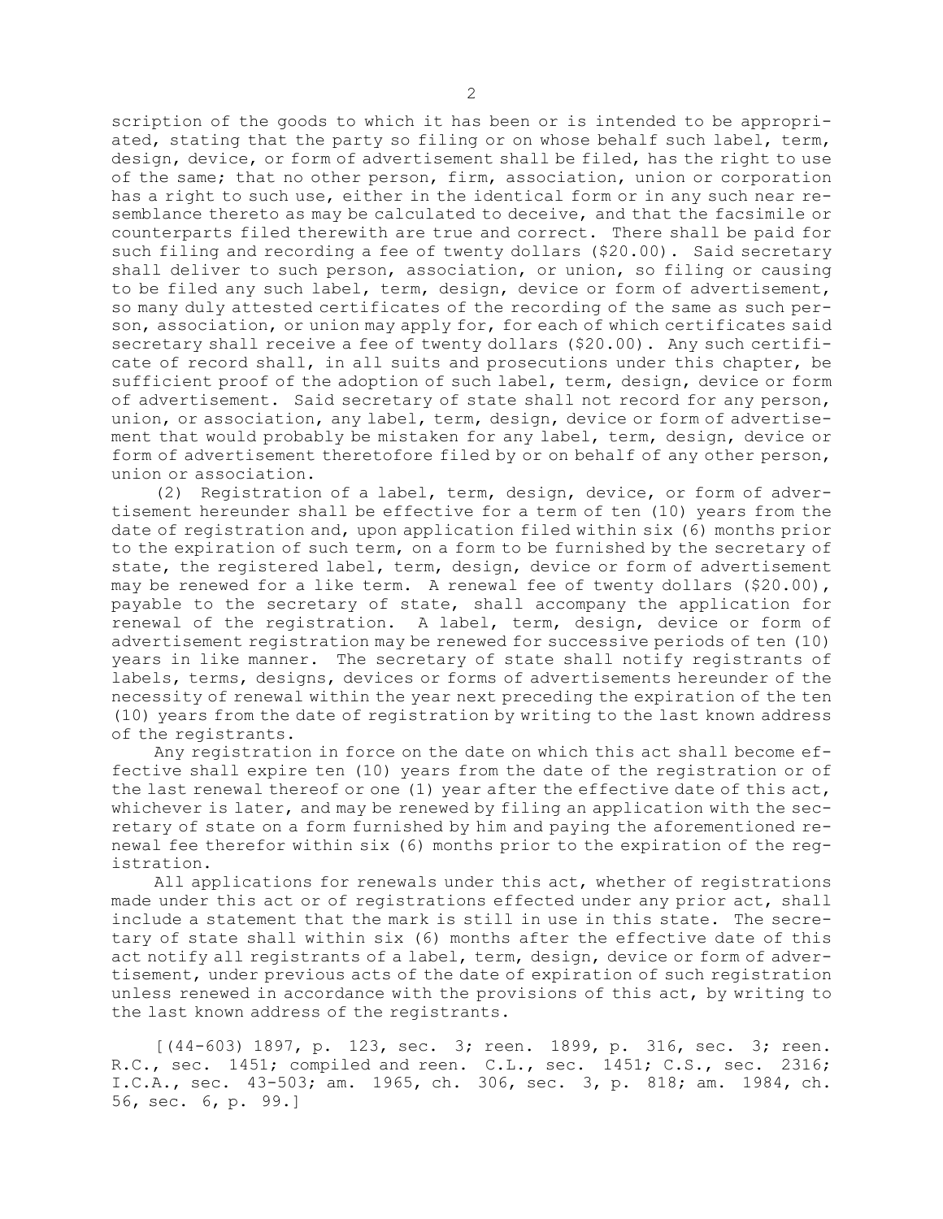scription of the goods to which it has been or is intended to be appropriated, stating that the party so filing or on whose behalf such label, term, design, device, or form of advertisement shall be filed, has the right to use of the same; that no other person, firm, association, union or corporation has a right to such use, either in the identical form or in any such near resemblance thereto as may be calculated to deceive, and that the facsimile or counterparts filed therewith are true and correct. There shall be paid for such filing and recording a fee of twenty dollars ($20.00). Said secretary shall deliver to such person, association, or union, so filing or causing to be filed any such label, term, design, device or form of advertisement, so many duly attested certificates of the recording of the same as such person, association, or union may apply for, for each of which certificates said secretary shall receive a fee of twenty dollars ($20.00). Any such certificate of record shall, in all suits and prosecutions under this chapter, be sufficient proof of the adoption of such label, term, design, device or form of advertisement. Said secretary of state shall not record for any person, union, or association, any label, term, design, device or form of advertisement that would probably be mistaken for any label, term, design, device or form of advertisement theretofore filed by or on behalf of any other person, union or association.

(2) Registration of a label, term, design, device, or form of advertisement hereunder shall be effective for a term of ten (10) years from the date of registration and, upon application filed within six (6) months prior to the expiration of such term, on a form to be furnished by the secretary of state, the registered label, term, design, device or form of advertisement may be renewed for a like term. A renewal fee of twenty dollars ($20.00), payable to the secretary of state, shall accompany the application for renewal of the registration. A label, term, design, device or form of advertisement registration may be renewed for successive periods of ten (10) years in like manner. The secretary of state shall notify registrants of labels, terms, designs, devices or forms of advertisements hereunder of the necessity of renewal within the year next preceding the expiration of the ten (10) years from the date of registration by writing to the last known address of the registrants.

Any registration in force on the date on which this act shall become effective shall expire ten (10) years from the date of the registration or of the last renewal thereof or one (1) year after the effective date of this act, whichever is later, and may be renewed by filing an application with the secretary of state on a form furnished by him and paying the aforementioned renewal fee therefor within six (6) months prior to the expiration of the registration.

All applications for renewals under this act, whether of registrations made under this act or of registrations effected under any prior act, shall include a statement that the mark is still in use in this state. The secretary of state shall within six (6) months after the effective date of this act notify all registrants of a label, term, design, device or form of advertisement, under previous acts of the date of expiration of such registration unless renewed in accordance with the provisions of this act, by writing to the last known address of the registrants.

[(44-603) 1897, p. 123, sec. 3; reen. 1899, p. 316, sec. 3; reen. R.C., sec. 1451; compiled and reen. C.L., sec. 1451; C.S., sec. 2316; I.C.A., sec. 43-503; am. 1965, ch. 306, sec. 3, p. 818; am. 1984, ch. 56, sec. 6, p. 99.]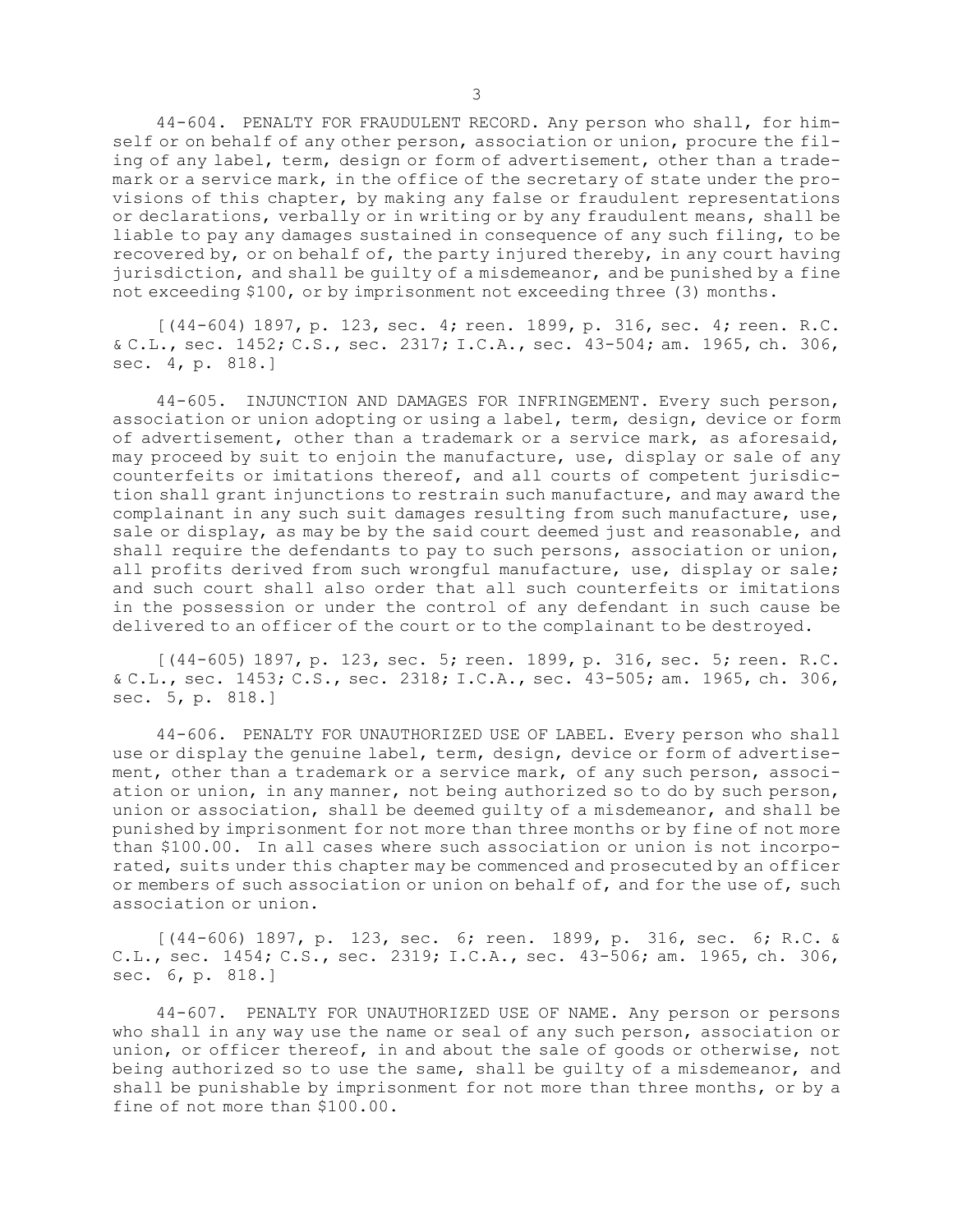44-604. PENALTY FOR FRAUDULENT RECORD. Any person who shall, for himself or on behalf of any other person, association or union, procure the filing of any label, term, design or form of advertisement, other than a trademark or a service mark, in the office of the secretary of state under the provisions of this chapter, by making any false or fraudulent representations or declarations, verbally or in writing or by any fraudulent means, shall be liable to pay any damages sustained in consequence of any such filing, to be recovered by, or on behalf of, the party injured thereby, in any court having jurisdiction, and shall be guilty of a misdemeanor, and be punished by a fine not exceeding $100, or by imprisonment not exceeding three (3) months.

[(44-604) 1897, p. 123, sec. 4; reen. 1899, p. 316, sec. 4; reen. R.C. & C.L., sec. 1452; C.S., sec. 2317; I.C.A., sec. 43-504; am. 1965, ch. 306, sec. 4, p. 818.]

44-605. INJUNCTION AND DAMAGES FOR INFRINGEMENT. Every such person, association or union adopting or using a label, term, design, device or form of advertisement, other than a trademark or a service mark, as aforesaid, may proceed by suit to enjoin the manufacture, use, display or sale of any counterfeits or imitations thereof, and all courts of competent jurisdiction shall grant injunctions to restrain such manufacture, and may award the complainant in any such suit damages resulting from such manufacture, use, sale or display, as may be by the said court deemed just and reasonable, and shall require the defendants to pay to such persons, association or union, all profits derived from such wrongful manufacture, use, display or sale; and such court shall also order that all such counterfeits or imitations in the possession or under the control of any defendant in such cause be delivered to an officer of the court or to the complainant to be destroyed.

[(44-605) 1897, p. 123, sec. 5; reen. 1899, p. 316, sec. 5; reen. R.C. & C.L., sec. 1453; C.S., sec. 2318; I.C.A., sec. 43-505; am. 1965, ch. 306, sec. 5, p. 818.]

44-606. PENALTY FOR UNAUTHORIZED USE OF LABEL. Every person who shall use or display the genuine label, term, design, device or form of advertisement, other than a trademark or a service mark, of any such person, association or union, in any manner, not being authorized so to do by such person, union or association, shall be deemed guilty of a misdemeanor, and shall be punished by imprisonment for not more than three months or by fine of not more than $100.00. In all cases where such association or union is not incorporated, suits under this chapter may be commenced and prosecuted by an officer or members of such association or union on behalf of, and for the use of, such association or union.

[(44-606) 1897, p. 123, sec. 6; reen. 1899, p. 316, sec. 6; R.C. & C.L., sec. 1454; C.S., sec. 2319; I.C.A., sec. 43-506; am. 1965, ch. 306, sec. 6, p. 818.]

44-607. PENALTY FOR UNAUTHORIZED USE OF NAME. Any person or persons who shall in any way use the name or seal of any such person, association or union, or officer thereof, in and about the sale of goods or otherwise, not being authorized so to use the same, shall be guilty of a misdemeanor, and shall be punishable by imprisonment for not more than three months, or by a fine of not more than $100.00.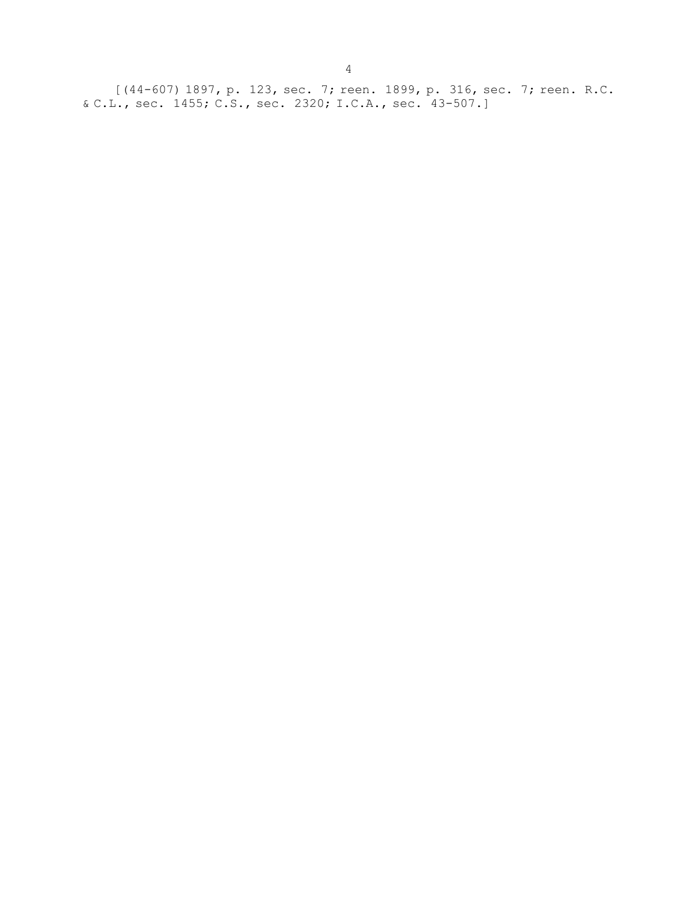[(44-607) 1897, p. 123, sec. 7; reen. 1899, p. 316, sec. 7; reen. R.C. & C.L., sec. 1455; C.S., sec. 2320; I.C.A., sec. 43-507.]